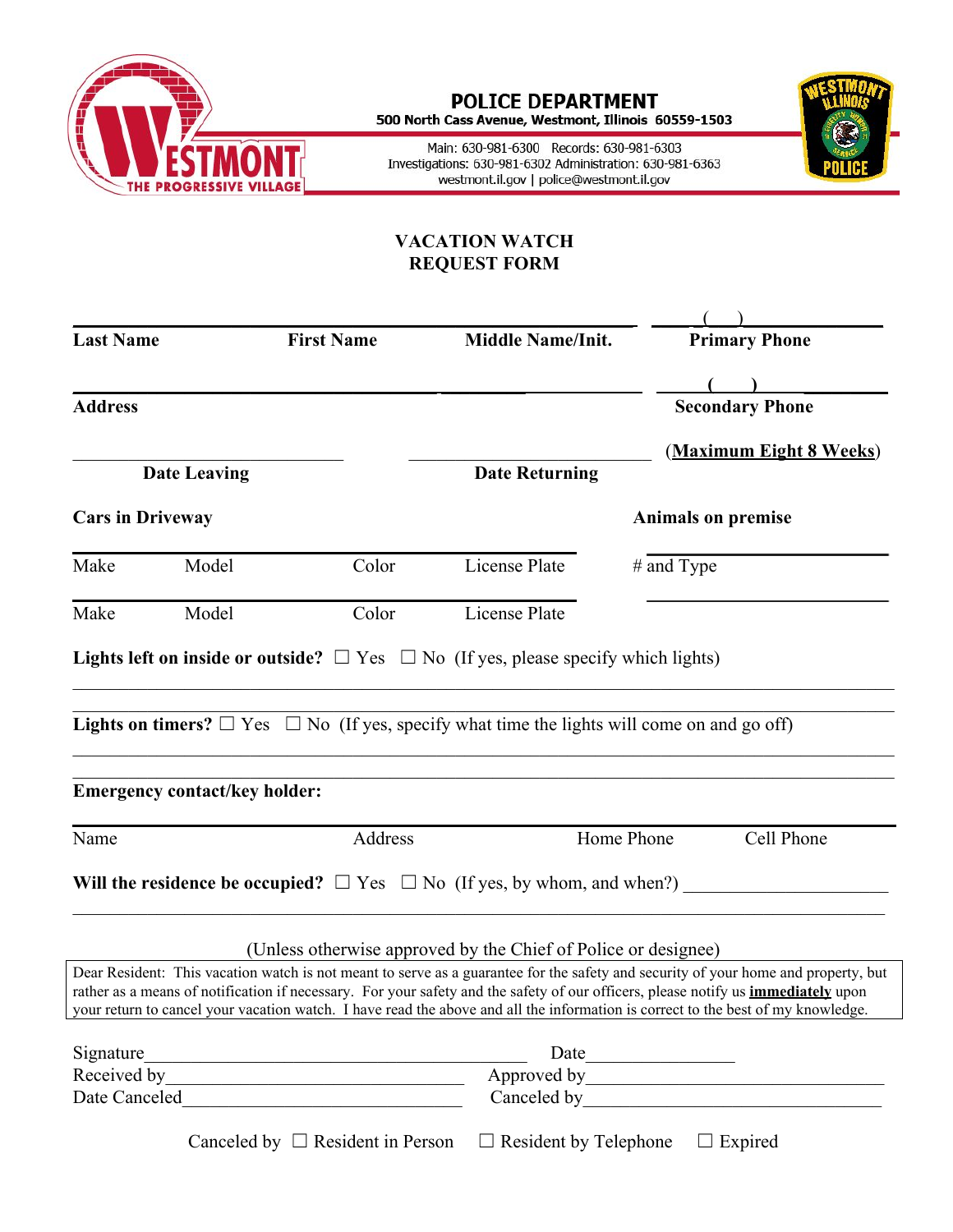# POLICE DEPARTMENT

500 North Cass Avenue, Westmont, Illinois 60559-1503

Main: 630-981-6300 Records: 630-981-6303
Investigations: 630-981-6302 Administration: 630-981-6363
westmont.il.gov | police@westmont.il.gov

## VACATION WATCH
## REQUEST FORM

______________________________________________ ( ) ____________

**Last Name** **First Name** **Middle Name/Init.** **Primary Phone**

______________________________________________ ( ) ____________

**Address** **Secondary Phone**

______________________ ______________________ (**Maximum Eight 8 Weeks**)

**Date Leaving** **Date Returning**

**Cars in Driveway** **Animals on premise**

______________________________________________ ______________________

Make Model Color License Plate # and Type

______________________________________________ ______________________

Make Model Color License Plate

**Lights left on inside or outside?** ☐ Yes ☐ No (If yes, please specify which lights)

______________________________________________________________________

______________________________________________________________________

**Lights on timers?** ☐ Yes ☐ No (If yes, specify what time the lights will come on and go off)

______________________________________________________________________

______________________________________________________________________

**Emergency contact/key holder:**

______________________________________________________________________

Name Address Home Phone Cell Phone

**Will the residence be occupied?** ☐ Yes ☐ No (If yes, by whom, and when?) ______________________

______________________________________________________________________

(Unless otherwise approved by the Chief of Police or designee)

Dear Resident: This vacation watch is not meant to serve as a guarantee for the safety and security of your home and property, but rather as a means of notification if necessary. For your safety and the safety of our officers, please notify us **immediately** upon your return to cancel your vacation watch. I have read the above and all the information is correct to the best of my knowledge.

Signature______________________________ Date________________

Received by____________________________ Approved by____________________________

Date Canceled__________________________ Canceled by____________________________

Canceled by ☐ Resident in Person ☐ Resident by Telephone ☐ Expired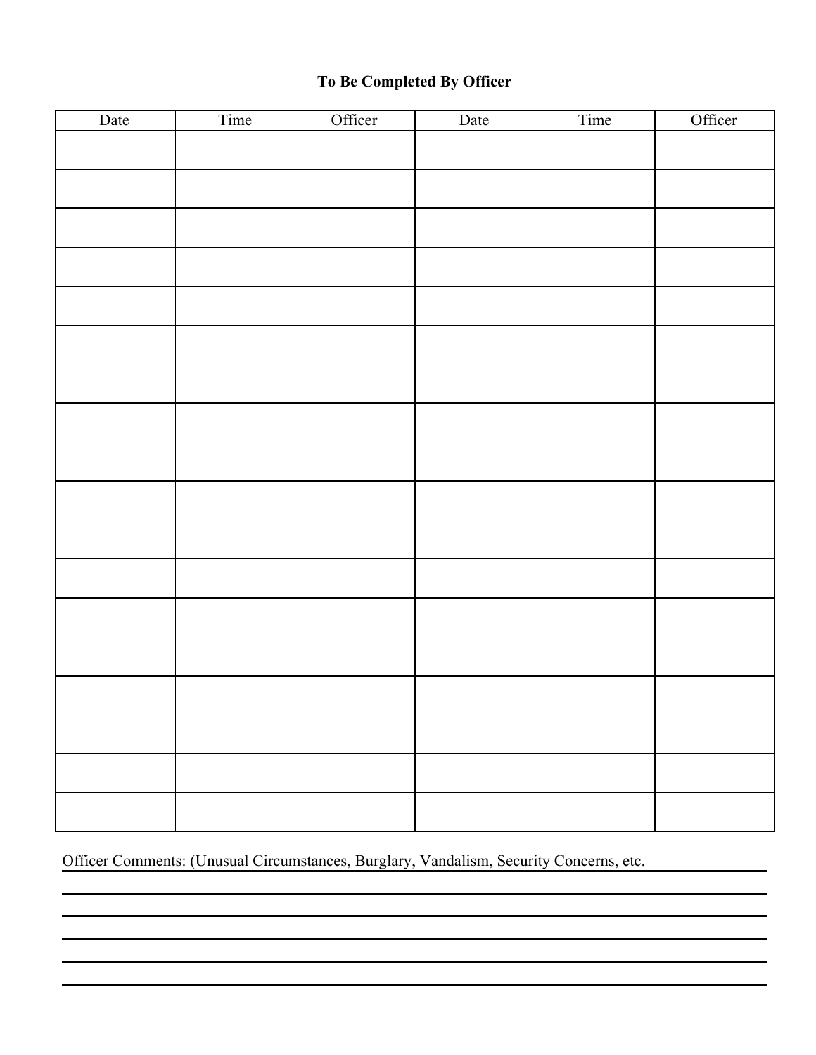**To Be Completed By Officer**

| Date | Time | Officer | Date | Time | Officer |
|---|---|---|---|---|---|
| | | | | | |
| | | | | | |
| | | | | | |
| | | | | | |
| | | | | | |
| | | | | | |
| | | | | | |
| | | | | | |
| | | | | | |
| | | | | | |
| | | | | | |
| | | | | | |
| | | | | | |
| | | | | | |
| | | | | | |
| | | | | | |
| | | | | | |
| | | | | | |

Officer Comments: (Unusual Circumstances, Burglary, Vandalism, Security Concerns, etc.

___________________________________________________________________________

___________________________________________________________________________

___________________________________________________________________________

___________________________________________________________________________

___________________________________________________________________________